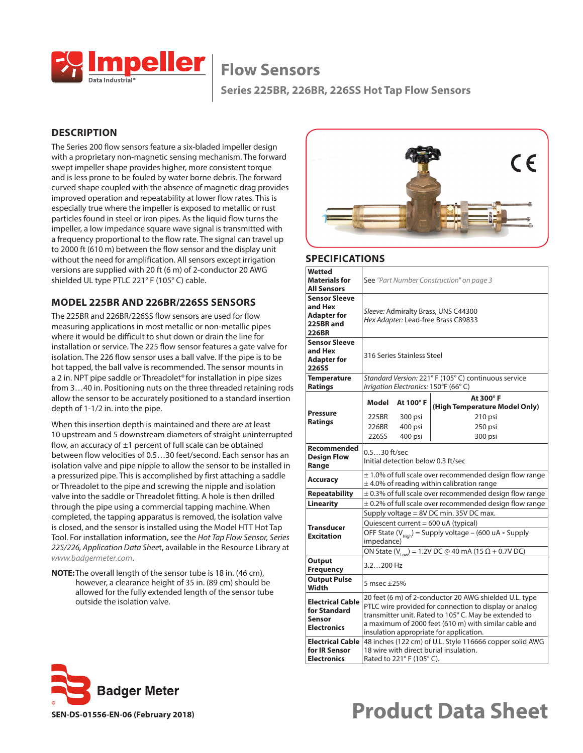# Flow Sensors

## Series 225BR, 226BR, 226SS Hot Tap Flow Sensors

## DESCRIPTION

The Series 200 flow sensors feature a six-bladed impeller design with a proprietary non-magnetic sensing mechanism. The forward swept impeller shape provides higher, more consistent torque and is less prone to be fouled by water borne debris. The forward curved shape coupled with the absence of magnetic drag provides improved operation and repeatability at lower flow rates. This is especially true where the impeller is exposed to metallic or rust particles found in steel or iron pipes. As the liquid flow turns the impeller, a low impedance square wave signal is transmitted with a frequency proportional to the flow rate. The signal can travel up to 2000 ft (610 m) between the flow sensor and the display unit without the need for amplification. All sensors except irrigation versions are supplied with 20 ft (6 m) of 2-conductor 20 AWG shielded UL type PTLC 221° F (105° C) cable.

## MODEL 225BR AND 226BR/226SS SENSORS

The 225BR and 226BR/226SS flow sensors are used for flow measuring applications in most metallic or non-metallic pipes where it would be difficult to shut down or drain the line for installation or service. The 225 flow sensor features a gate valve for isolation. The 226 flow sensor uses a ball valve. If the pipe is to be hot tapped, the ball valve is recommended. The sensor mounts in a 2 in. NPT pipe saddle or Threadolet® for installation in pipe sizes from 3…40 in. Positioning nuts on the three threaded retaining rods allow the sensor to be accurately positioned to a standard insertion depth of 1-1/2 in. into the pipe.

When this insertion depth is maintained and there are at least 10 upstream and 5 downstream diameters of straight uninterrupted flow, an accuracy of ±1 percent of full scale can be obtained between flow velocities of 0.5…30 feet/second. Each sensor has an isolation valve and pipe nipple to allow the sensor to be installed in a pressurized pipe. This is accomplished by first attaching a saddle or Threadolet to the pipe and screwing the nipple and isolation valve into the saddle or Threadolet fitting. A hole is then drilled through the pipe using a commercial tapping machine. When completed, the tapping apparatus is removed, the isolation valve is closed, and the sensor is installed using the Model HTT Hot Tap Tool. For installation information, see the *Hot Tap Flow Sensor, Series 225/226, Application Data Sheet*, available in the Resource Library at *www.badgermeter.com*.

**NOTE:** The overall length of the sensor tube is 18 in. (46 cm), however, a clearance height of 35 in. (89 cm) should be allowed for the fully extended length of the sensor tube outside the isolation valve.

## SPECIFICATIONS

| | |
|---|---|
| **Wetted Materials for All Sensors** | See *"Part Number Construction" on page 3* |
| **Sensor Sleeve and Hex Adapter for 225BR and 226BR** | *Sleeve:* Admiralty Brass, UNS C44300<br>*Hex Adapter:* Lead-free Brass C89833 |
| **Sensor Sleeve and Hex Adapter for 226SS** | 316 Series Stainless Steel |
| **Temperature Ratings** | *Standard Version:* 221° F (105° C) continuous service<br>*Irrigation Electronics:* 150°F (66° C) |
| **Pressure Ratings** | **Model** / **At 100° F** / **At 300° F (High Temperature Model Only)**<br>225BR / 300 psi / 210 psi<br>226BR / 400 psi / 250 psi<br>226SS / 400 psi / 300 psi |
| **Recommended Design Flow Range** | 0.5…30 ft/sec<br>Initial detection below 0.3 ft/sec |
| **Accuracy** | ± 1.0% of full scale over recommended design flow range<br>± 4.0% of reading within calibration range |
| **Repeatability** | ± 0.3% of full scale over recommended design flow range |
| **Linearity** | ± 0.2% of full scale over recommended design flow range |
| **Transducer Excitation** | Supply voltage = 8V DC min. 35V DC max.<br>Quiescent current = 600 uA (typical)<br>OFF State ($V_{High}$) = Supply voltage – (600 uA * Supply impedance)<br>ON State ($V_{Low}$) = 1.2V DC @ 40 mA (15 Ω + 0.7V DC) |
| **Output Frequency** | 3.2…200 Hz |
| **Output Pulse Width** | 5 msec ±25% |
| **Electrical Cable for Standard Sensor Electronics** | 20 feet (6 m) of 2-conductor 20 AWG shielded U.L. type PTLC wire provided for connection to display or analog transmitter unit. Rated to 105° C. May be extended to a maximum of 2000 feet (610 m) with similar cable and insulation appropriate for application. |
| **Electrical Cable for IR Sensor Electronics** | 48 inches (122 cm) of U.L. Style 116666 copper solid AWG 18 wire with direct burial insulation.<br>Rated to 221° F (105° C). |

SEN-DS-01556-EN-06 (February 2018)

Product Data Sheet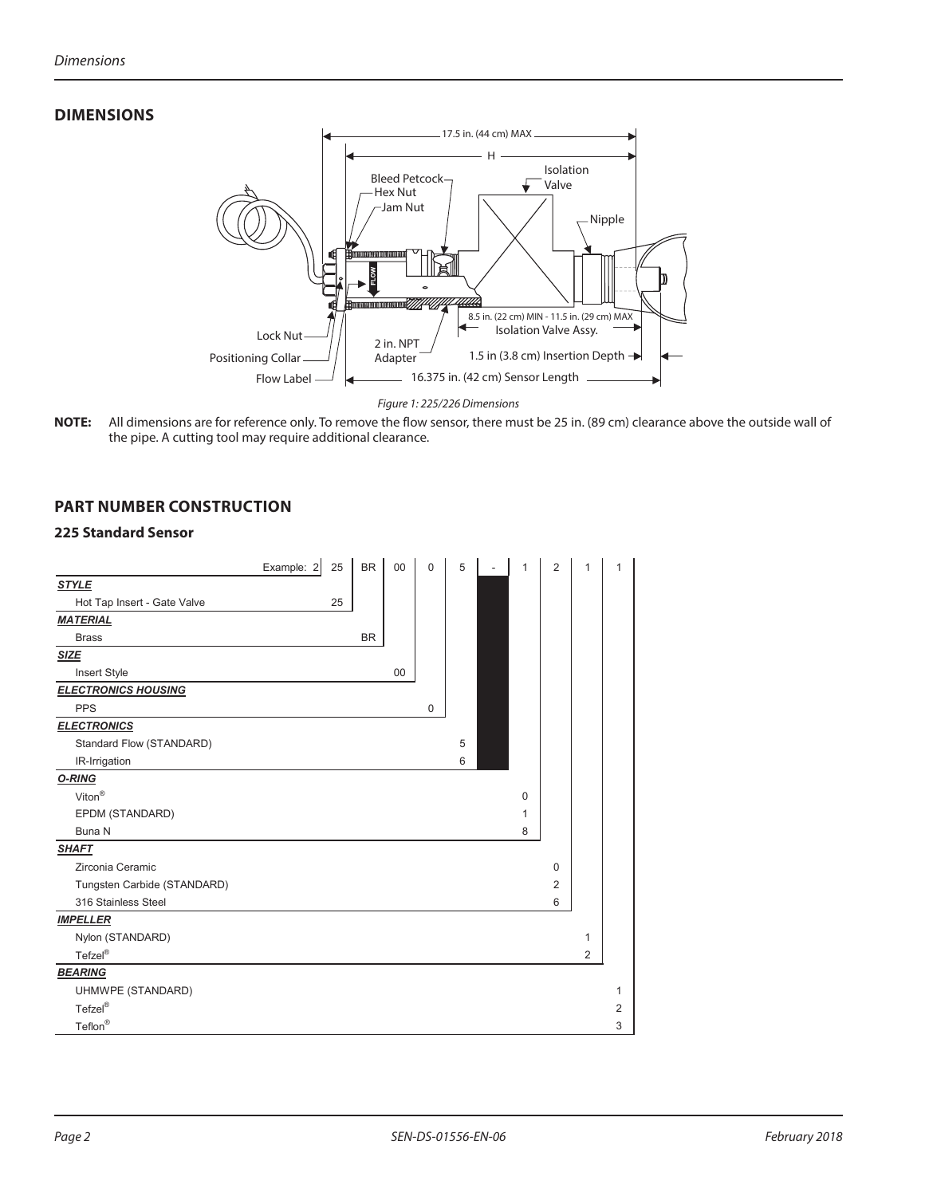## DIMENSIONS

Figure 1: 225/226 Dimensions

**NOTE:** All dimensions are for reference only. To remove the flow sensor, there must be 25 in. (89 cm) clearance above the outside wall of the pipe. A cutting tool may require additional clearance.

## PART NUMBER CONSTRUCTION

### 225 Standard Sensor

| Example: 2 | 25 | BR | 00 | 0 | 5 | - | 1 | 2 | 1 | 1 |
|---|---|---|---|---|---|---|---|---|---|---|
| ***STYLE*** | | | | | | | | | | |
| Hot Tap Insert - Gate Valve | 25 | | | | | | | | | |
| ***MATERIAL*** | | | | | | | | | | |
| Brass | | BR | | | | | | | | |
| ***SIZE*** | | | | | | | | | | |
| Insert Style | | | 00 | | | | | | | |
| ***ELECTRONICS HOUSING*** | | | | | | | | | | |
| PPS | | | | 0 | | | | | | |
| ***ELECTRONICS*** | | | | | | | | | | |
| Standard Flow (STANDARD) | | | | | 5 | | | | | |
| IR-Irrigation | | | | | 6 | | | | | |
| ***O-RING*** | | | | | | | | | | |
| Viton® | | | | | | | 0 | | | |
| EPDM (STANDARD) | | | | | | | 1 | | | |
| Buna N | | | | | | | 8 | | | |
| ***SHAFT*** | | | | | | | | | | |
| Zirconia Ceramic | | | | | | | | 0 | | |
| Tungsten Carbide (STANDARD) | | | | | | | | 2 | | |
| 316 Stainless Steel | | | | | | | | 6 | | |
| ***IMPELLER*** | | | | | | | | | | |
| Nylon (STANDARD) | | | | | | | | | 1 | |
| Tefzel® | | | | | | | | | 2 | |
| ***BEARING*** | | | | | | | | | | |
| UHMWPE (STANDARD) | | | | | | | | | | 1 |
| Tefzel® | | | | | | | | | | 2 |
| Teflon® | | | | | | | | | | 3 |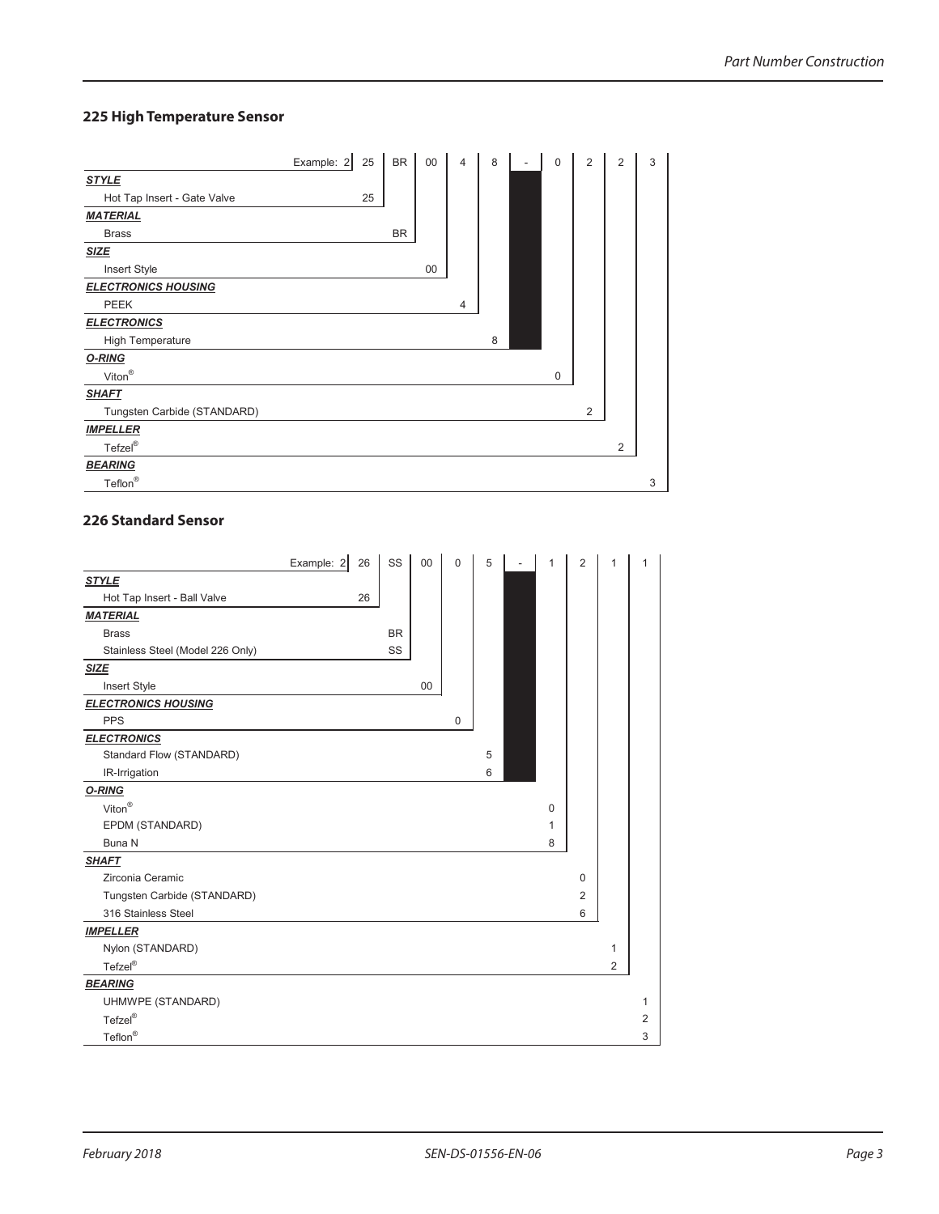### 225 High Temperature Sensor

| | Example: 2 | 25 | BR | 00 | 4 | 8 | - | 0 | 2 | 2 | 3 |
|---|---|---|---|---|---|---|---|---|---|---|---|
| ***STYLE*** | | | | | | | | | | | |
| Hot Tap Insert - Gate Valve | | 25 | | | | | | | | | |
| ***MATERIAL*** | | | | | | | | | | | |
| Brass | | | BR | | | | | | | | |
| ***SIZE*** | | | | | | | | | | | |
| Insert Style | | | | 00 | | | | | | | |
| ***ELECTRONICS HOUSING*** | | | | | | | | | | | |
| PEEK | | | | | 4 | | | | | | |
| ***ELECTRONICS*** | | | | | | | | | | | |
| High Temperature | | | | | | 8 | | | | | |
| ***O-RING*** | | | | | | | | | | | |
| Viton® | | | | | | | | 0 | | | |
| ***SHAFT*** | | | | | | | | | | | |
| Tungsten Carbide (STANDARD) | | | | | | | | | 2 | | |
| ***IMPELLER*** | | | | | | | | | | | |
| Tefzel® | | | | | | | | | | 2 | |
| ***BEARING*** | | | | | | | | | | | |
| Teflon® | | | | | | | | | | | 3 |

### 226 Standard Sensor

| | Example: 2 | 26 | SS | 00 | 0 | 5 | - | 1 | 2 | 1 | 1 |
|---|---|---|---|---|---|---|---|---|---|---|---|
| ***STYLE*** | | | | | | | | | | | |
| Hot Tap Insert - Ball Valve | | 26 | | | | | | | | | |
| ***MATERIAL*** | | | | | | | | | | | |
| Brass | | | BR | | | | | | | | |
| Stainless Steel (Model 226 Only) | | | SS | | | | | | | | |
| ***SIZE*** | | | | | | | | | | | |
| Insert Style | | | | 00 | | | | | | | |
| ***ELECTRONICS HOUSING*** | | | | | | | | | | | |
| PPS | | | | | 0 | | | | | | |
| ***ELECTRONICS*** | | | | | | | | | | | |
| Standard Flow (STANDARD) | | | | | | 5 | | | | | |
| IR-Irrigation | | | | | | 6 | | | | | |
| ***O-RING*** | | | | | | | | | | | |
| Viton® | | | | | | | | 0 | | | |
| EPDM (STANDARD) | | | | | | | | 1 | | | |
| Buna N | | | | | | | | 8 | | | |
| ***SHAFT*** | | | | | | | | | | | |
| Zirconia Ceramic | | | | | | | | | 0 | | |
| Tungsten Carbide (STANDARD) | | | | | | | | | 2 | | |
| 316 Stainless Steel | | | | | | | | | 6 | | |
| ***IMPELLER*** | | | | | | | | | | | |
| Nylon (STANDARD) | | | | | | | | | | 1 | |
| Tefzel® | | | | | | | | | | 2 | |
| ***BEARING*** | | | | | | | | | | | |
| UHMWPE (STANDARD) | | | | | | | | | | | 1 |
| Tefzel® | | | | | | | | | | | 2 |
| Teflon® | | | | | | | | | | | 3 |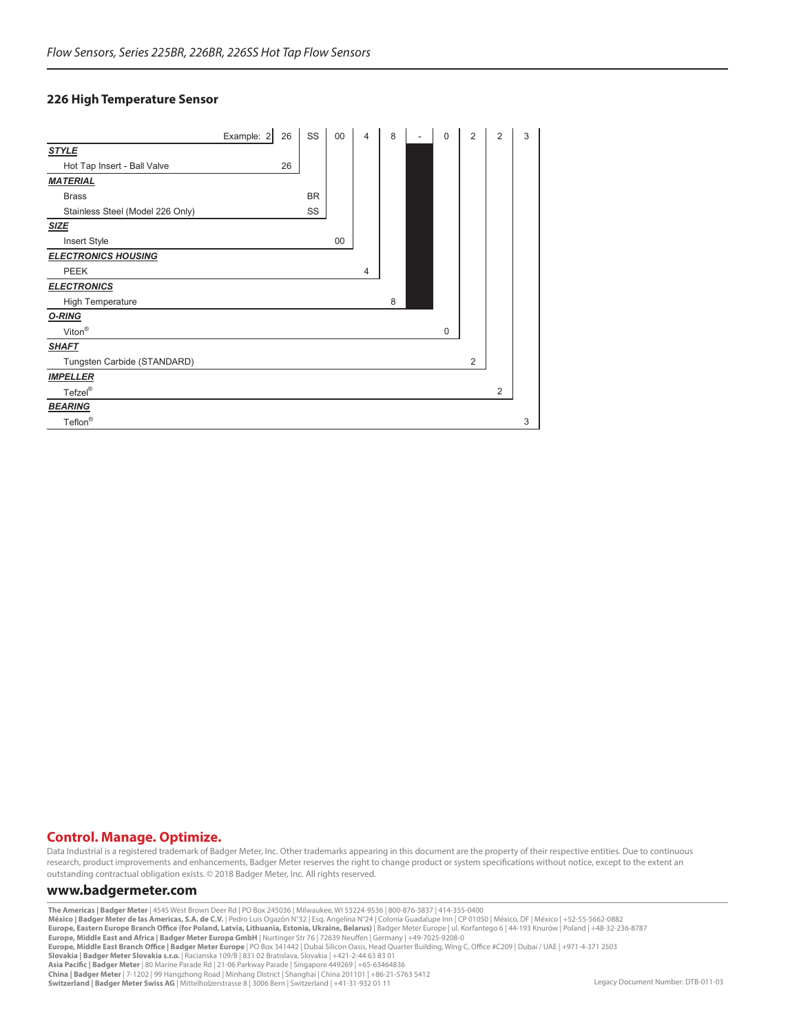## 226 High Temperature Sensor

| Example: 2 | 26 | SS | 00 | 4 | 8 | - | 0 | 2 | 2 | 3 |
|---|---|---|---|---|---|---|---|---|---|---|
| ***STYLE*** | | | | | | | | | | |
| Hot Tap Insert - Ball Valve | 26 | | | | | | | | | |
| ***MATERIAL*** | | | | | | | | | | |
| Brass | | BR | | | | | | | | |
| Stainless Steel (Model 226 Only) | | SS | | | | | | | | |
| ***SIZE*** | | | | | | | | | | |
| Insert Style | | | 00 | | | | | | | |
| ***ELECTRONICS HOUSING*** | | | | | | | | | | |
| PEEK | | | | 4 | | | | | | |
| ***ELECTRONICS*** | | | | | | | | | | |
| High Temperature | | | | | 8 | | | | | |
| ***O-RING*** | | | | | | | | | | |
| Viton® | | | | | | | 0 | | | |
| ***SHAFT*** | | | | | | | | | | |
| Tungsten Carbide (STANDARD) | | | | | | | | 2 | | |
| ***IMPELLER*** | | | | | | | | | | |
| Tefzel® | | | | | | | | | 2 | |
| ***BEARING*** | | | | | | | | | | |
| Teflon® | | | | | | | | | | 3 |

**Control. Manage. Optimize.**

Data Industrial is a registered trademark of Badger Meter, Inc. Other trademarks appearing in this document are the property of their respective entities. Due to continuous research, product improvements and enhancements, Badger Meter reserves the right to change product or system specifications without notice, except to the extent an outstanding contractual obligation exists. © 2018 Badger Meter, Inc. All rights reserved.

**www.badgermeter.com**

**The Americas | Badger Meter** | 4545 West Brown Deer Rd | PO Box 245036 | Milwaukee, WI 53224-9536 | 800-876-3837 | 414-355-0400
**México | Badger Meter de las Americas, S.A. de C.V.** | Pedro Luis Ogazón N°32 | Esq. Angelina N°24 | Colonia Guadalupe Inn | CP 01050 | México, DF | México | +52-55-5662-0882
**Europe, Eastern Europe Branch Office (for Poland, Latvia, Lithuania, Estonia, Ukraine, Belarus)** | Badger Meter Europe | ul. Korfantego 6 | 44-193 Knurów | Poland | +48-32-236-8787
**Europe, Middle East and Africa | Badger Meter Europa GmbH** | Nurtinger Str 76 | 72639 Neuffen | Germany | +49-7025-9208-0
**Europe, Middle East Branch Office | Badger Meter Europe** | PO Box 341442 | Dubai Silicon Oasis, Head Quarter Building, Wing C, Office #C209 | Dubai / UAE | +971-4-371 2503
**Slovakia | Badger Meter Slovakia s.r.o.** | Racianska 109/B | 831 02 Bratislava, Slovakia | +421-2-44 63 83 01
**Asia Pacific | Badger Meter** | 80 Marine Parade Rd | 21-06 Parkway Parade | Singapore 449269 | +65-63464836
**China | Badger Meter** | 7-1202 | 99 Hangzhong Road | Minhang District | Shanghai | China 201101 | +86-21-5763 5412
**Switzerland | Badger Meter Swiss AG** | Mittelholzerstrasse 8 | 3006 Bern | Switzerland | +41-31-932 01 11

Legacy Document Number: DTB-011-03